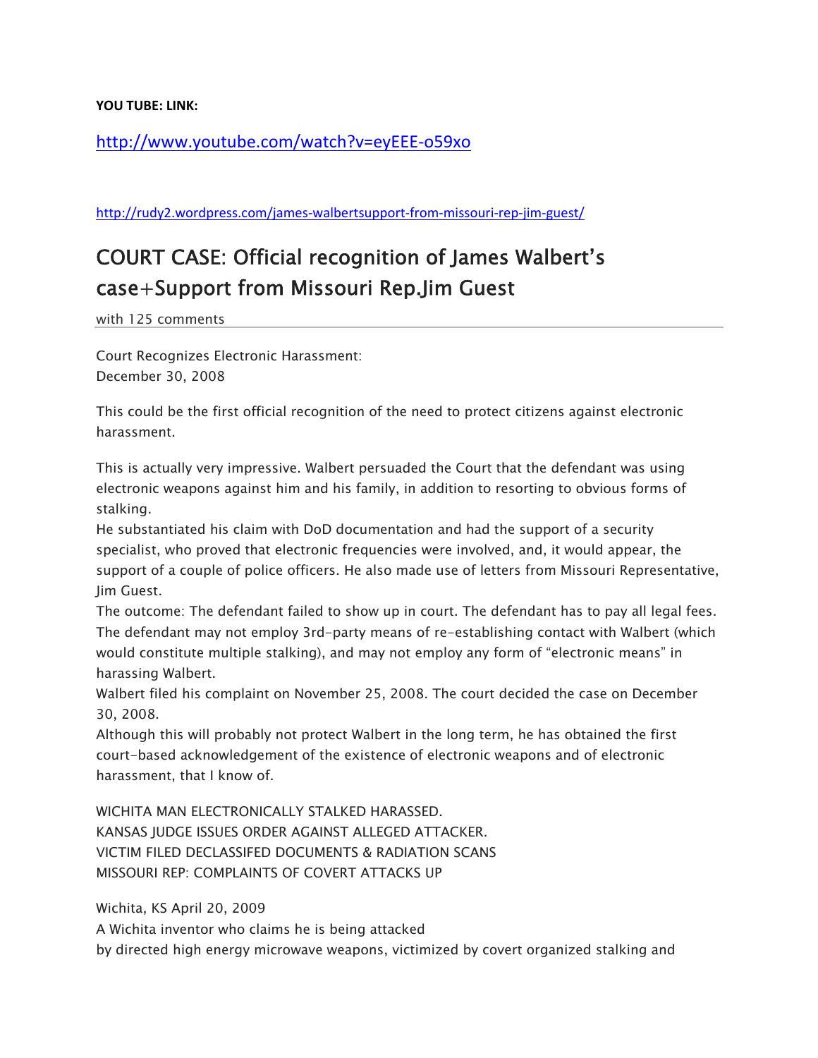**YOU TUBE: LINK:**

http://www.youtube.com/watch?v=eyEEE-o59xo

http://rudy2.wordpress.com/james-walbertsupport-from-missouri-rep-jim-guest/

# COURT CASE: Official recognition of James Walbert's case+Support from Missouri Rep.Jim Guest

with 125 comments

Court Recognizes Electronic Harassment:
December 30, 2008

This could be the first official recognition of the need to protect citizens against electronic harassment.

This is actually very impressive. Walbert persuaded the Court that the defendant was using electronic weapons against him and his family, in addition to resorting to obvious forms of stalking.
He substantiated his claim with DoD documentation and had the support of a security specialist, who proved that electronic frequencies were involved, and, it would appear, the support of a couple of police officers. He also made use of letters from Missouri Representative, Jim Guest.
The outcome: The defendant failed to show up in court. The defendant has to pay all legal fees. The defendant may not employ 3rd-party means of re-establishing contact with Walbert (which would constitute multiple stalking), and may not employ any form of "electronic means" in harassing Walbert.
Walbert filed his complaint on November 25, 2008. The court decided the case on December 30, 2008.
Although this will probably not protect Walbert in the long term, he has obtained the first court-based acknowledgement of the existence of electronic weapons and of electronic harassment, that I know of.

WICHITA MAN ELECTRONICALLY STALKED HARASSED.
KANSAS JUDGE ISSUES ORDER AGAINST ALLEGED ATTACKER.
VICTIM FILED DECLASSIFED DOCUMENTS & RADIATION SCANS
MISSOURI REP: COMPLAINTS OF COVERT ATTACKS UP

Wichita, KS April 20, 2009
A Wichita inventor who claims he is being attacked
by directed high energy microwave weapons, victimized by covert organized stalking and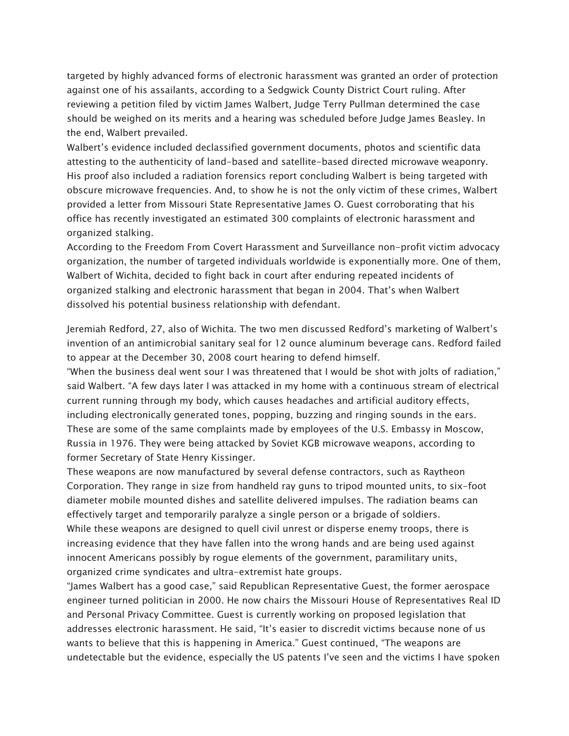targeted by highly advanced forms of electronic harassment was granted an order of protection against one of his assailants, according to a Sedgwick County District Court ruling. After reviewing a petition filed by victim James Walbert, Judge Terry Pullman determined the case should be weighed on its merits and a hearing was scheduled before Judge James Beasley. In the end, Walbert prevailed.

Walbert's evidence included declassified government documents, photos and scientific data attesting to the authenticity of land-based and satellite-based directed microwave weaponry. His proof also included a radiation forensics report concluding Walbert is being targeted with obscure microwave frequencies. And, to show he is not the only victim of these crimes, Walbert provided a letter from Missouri State Representative James O. Guest corroborating that his office has recently investigated an estimated 300 complaints of electronic harassment and organized stalking.

According to the Freedom From Covert Harassment and Surveillance non-profit victim advocacy organization, the number of targeted individuals worldwide is exponentially more. One of them, Walbert of Wichita, decided to fight back in court after enduring repeated incidents of organized stalking and electronic harassment that began in 2004. That's when Walbert dissolved his potential business relationship with defendant.

Jeremiah Redford, 27, also of Wichita. The two men discussed Redford's marketing of Walbert's invention of an antimicrobial sanitary seal for 12 ounce aluminum beverage cans. Redford failed to appear at the December 30, 2008 court hearing to defend himself.

"When the business deal went sour I was threatened that I would be shot with jolts of radiation," said Walbert. "A few days later I was attacked in my home with a continuous stream of electrical current running through my body, which causes headaches and artificial auditory effects, including electronically generated tones, popping, buzzing and ringing sounds in the ears. These are some of the same complaints made by employees of the U.S. Embassy in Moscow, Russia in 1976. They were being attacked by Soviet KGB microwave weapons, according to former Secretary of State Henry Kissinger.

These weapons are now manufactured by several defense contractors, such as Raytheon Corporation. They range in size from handheld ray guns to tripod mounted units, to six-foot diameter mobile mounted dishes and satellite delivered impulses. The radiation beams can effectively target and temporarily paralyze a single person or a brigade of soldiers.

While these weapons are designed to quell civil unrest or disperse enemy troops, there is increasing evidence that they have fallen into the wrong hands and are being used against innocent Americans possibly by rogue elements of the government, paramilitary units, organized crime syndicates and ultra-extremist hate groups.

"James Walbert has a good case," said Republican Representative Guest, the former aerospace engineer turned politician in 2000. He now chairs the Missouri House of Representatives Real ID and Personal Privacy Committee. Guest is currently working on proposed legislation that addresses electronic harassment. He said, "It's easier to discredit victims because none of us wants to believe that this is happening in America." Guest continued, "The weapons are undetectable but the evidence, especially the US patents I've seen and the victims I have spoken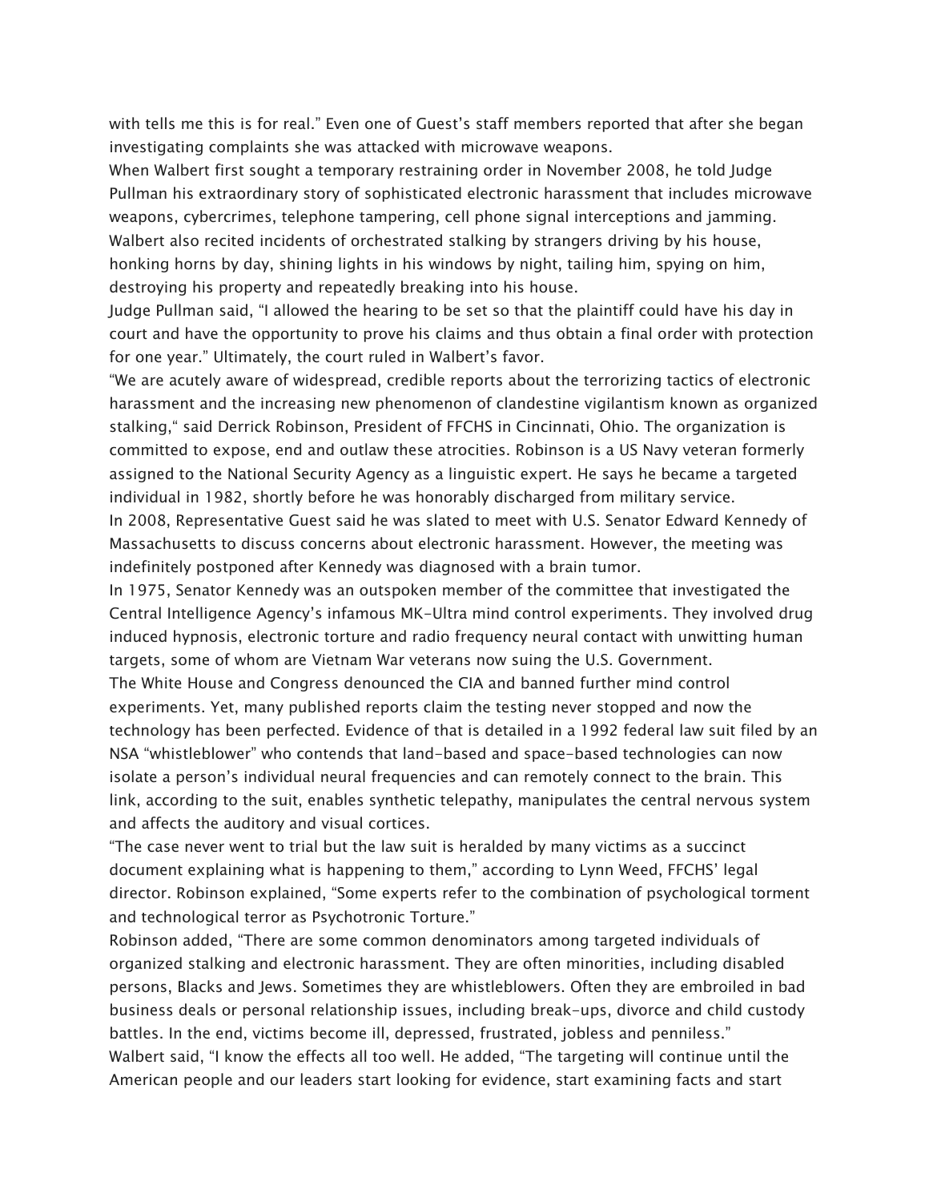with tells me this is for real." Even one of Guest's staff members reported that after she began investigating complaints she was attacked with microwave weapons.

When Walbert first sought a temporary restraining order in November 2008, he told Judge Pullman his extraordinary story of sophisticated electronic harassment that includes microwave weapons, cybercrimes, telephone tampering, cell phone signal interceptions and jamming. Walbert also recited incidents of orchestrated stalking by strangers driving by his house, honking horns by day, shining lights in his windows by night, tailing him, spying on him, destroying his property and repeatedly breaking into his house.

Judge Pullman said, "I allowed the hearing to be set so that the plaintiff could have his day in court and have the opportunity to prove his claims and thus obtain a final order with protection for one year." Ultimately, the court ruled in Walbert's favor.

"We are acutely aware of widespread, credible reports about the terrorizing tactics of electronic harassment and the increasing new phenomenon of clandestine vigilantism known as organized stalking," said Derrick Robinson, President of FFCHS in Cincinnati, Ohio. The organization is committed to expose, end and outlaw these atrocities. Robinson is a US Navy veteran formerly assigned to the National Security Agency as a linguistic expert. He says he became a targeted individual in 1982, shortly before he was honorably discharged from military service.

In 2008, Representative Guest said he was slated to meet with U.S. Senator Edward Kennedy of Massachusetts to discuss concerns about electronic harassment. However, the meeting was indefinitely postponed after Kennedy was diagnosed with a brain tumor.

In 1975, Senator Kennedy was an outspoken member of the committee that investigated the Central Intelligence Agency's infamous MK-Ultra mind control experiments. They involved drug induced hypnosis, electronic torture and radio frequency neural contact with unwitting human targets, some of whom are Vietnam War veterans now suing the U.S. Government.

The White House and Congress denounced the CIA and banned further mind control experiments. Yet, many published reports claim the testing never stopped and now the technology has been perfected. Evidence of that is detailed in a 1992 federal law suit filed by an NSA "whistleblower" who contends that land-based and space-based technologies can now isolate a person's individual neural frequencies and can remotely connect to the brain. This link, according to the suit, enables synthetic telepathy, manipulates the central nervous system and affects the auditory and visual cortices.

"The case never went to trial but the law suit is heralded by many victims as a succinct document explaining what is happening to them," according to Lynn Weed, FFCHS' legal director. Robinson explained, "Some experts refer to the combination of psychological torment and technological terror as Psychotronic Torture."

Robinson added, "There are some common denominators among targeted individuals of organized stalking and electronic harassment. They are often minorities, including disabled persons, Blacks and Jews. Sometimes they are whistleblowers. Often they are embroiled in bad business deals or personal relationship issues, including break-ups, divorce and child custody battles. In the end, victims become ill, depressed, frustrated, jobless and penniless."

Walbert said, "I know the effects all too well. He added, "The targeting will continue until the American people and our leaders start looking for evidence, start examining facts and start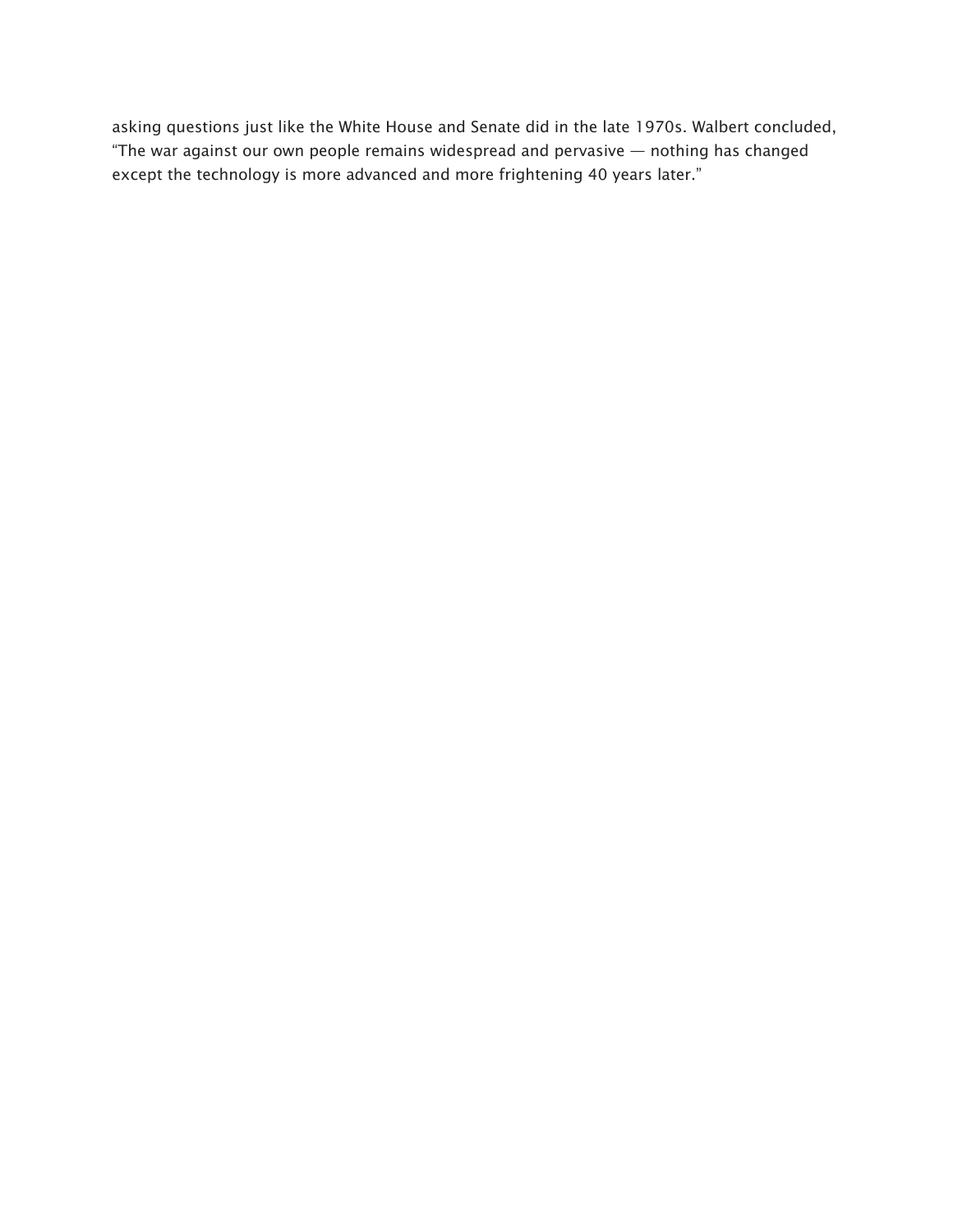asking questions just like the White House and Senate did in the late 1970s. Walbert concluded, "The war against our own people remains widespread and pervasive — nothing has changed except the technology is more advanced and more frightening 40 years later."